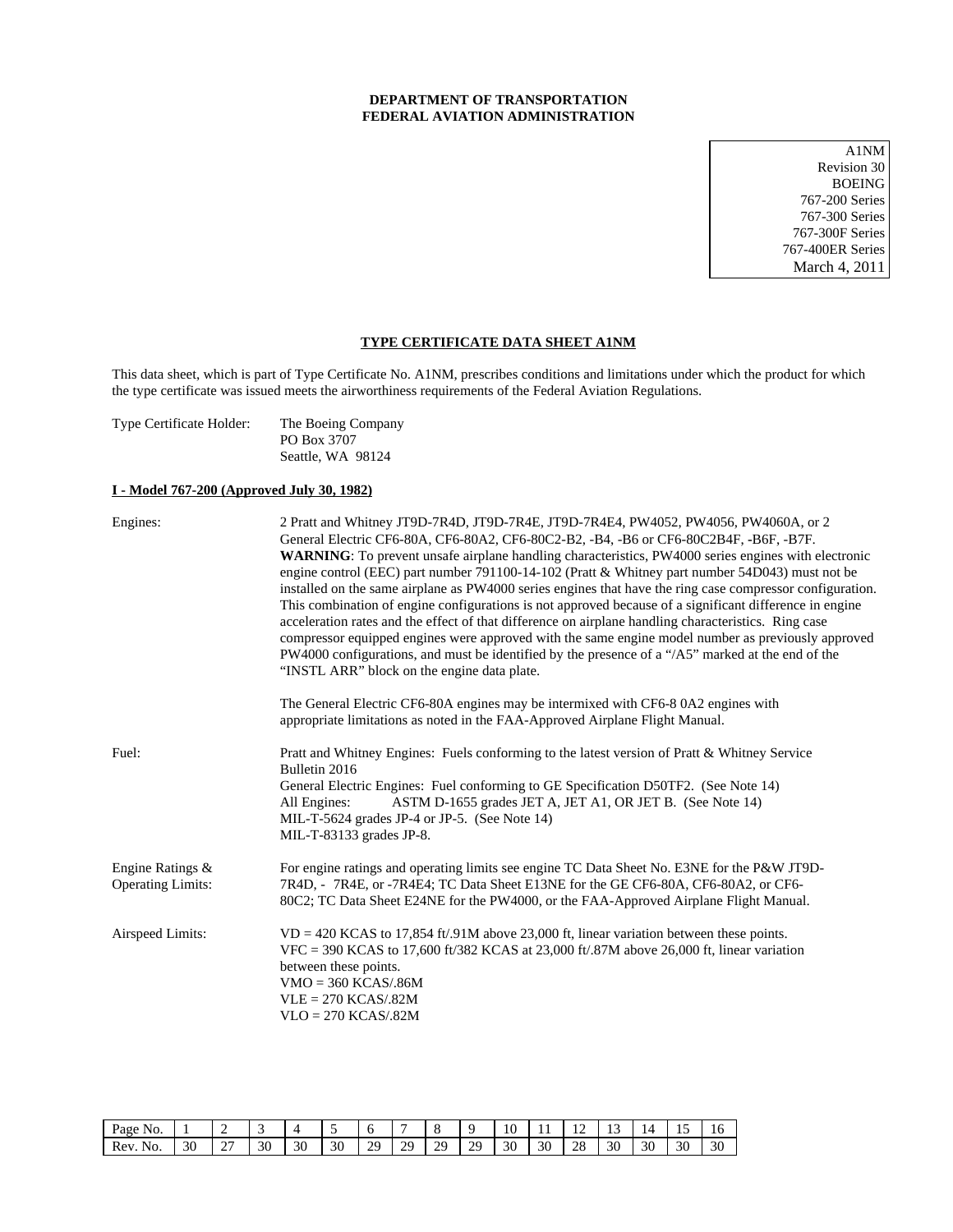**DEPARTMENT OF TRANSPORTATION**
**FEDERAL AVIATION ADMINISTRATION**

A1NM
Revision 30
BOEING
767-200 Series
767-300 Series
767-300F Series
767-400ER Series
March 4, 2011

## TYPE CERTIFICATE DATA SHEET A1NM

This data sheet, which is part of Type Certificate No. A1NM, prescribes conditions and limitations under which the product for which the type certificate was issued meets the airworthiness requirements of the Federal Aviation Regulations.

Type Certificate Holder: The Boeing Company
PO Box 3707
Seattle, WA 98124

### I - Model 767-200 (Approved July 30, 1982)

Engines: 2 Pratt and Whitney JT9D-7R4D, JT9D-7R4E, JT9D-7R4E4, PW4052, PW4056, PW4060A, or 2 General Electric CF6-80A, CF6-80A2, CF6-80C2-B2, -B4, -B6 or CF6-80C2B4F, -B6F, -B7F.
**WARNING**: To prevent unsafe airplane handling characteristics, PW4000 series engines with electronic engine control (EEC) part number 791100-14-102 (Pratt & Whitney part number 54D043) must not be installed on the same airplane as PW4000 series engines that have the ring case compressor configuration. This combination of engine configurations is not approved because of a significant difference in engine acceleration rates and the effect of that difference on airplane handling characteristics. Ring case compressor equipped engines were approved with the same engine model number as previously approved PW4000 configurations, and must be identified by the presence of a "/A5" marked at the end of the "INSTL ARR" block on the engine data plate.

The General Electric CF6-80A engines may be intermixed with CF6-8 0A2 engines with appropriate limitations as noted in the FAA-Approved Airplane Flight Manual.

Fuel: Pratt and Whitney Engines: Fuels conforming to the latest version of Pratt & Whitney Service Bulletin 2016
General Electric Engines: Fuel conforming to GE Specification D50TF2. (See Note 14)
All Engines: ASTM D-1655 grades JET A, JET A1, OR JET B. (See Note 14)
MIL-T-5624 grades JP-4 or JP-5. (See Note 14)
MIL-T-83133 grades JP-8.

Engine Ratings & Operating Limits: For engine ratings and operating limits see engine TC Data Sheet No. E3NE for the P&W JT9D-7R4D, - 7R4E, or -7R4E4; TC Data Sheet E13NE for the GE CF6-80A, CF6-80A2, or CF6-80C2; TC Data Sheet E24NE for the PW4000, or the FAA-Approved Airplane Flight Manual.

Airspeed Limits: VD = 420 KCAS to 17,854 ft/.91M above 23,000 ft, linear variation between these points.
VFC = 390 KCAS to 17,600 ft/382 KCAS at 23,000 ft/.87M above 26,000 ft, linear variation between these points.
VMO = 360 KCAS/.86M
VLE = 270 KCAS/.82M
VLO = 270 KCAS/.82M

| Page No. | 1 | 2 | 3 | 4 | 5 | 6 | 7 | 8 | 9 | 10 | 11 | 12 | 13 | 14 | 15 | 16 |
|---|---|---|---|---|---|---|---|---|---|---|---|---|---|---|---|---|
| Rev. No. | 30 | 27 | 30 | 30 | 30 | 29 | 29 | 29 | 29 | 30 | 30 | 28 | 30 | 30 | 30 | 30 |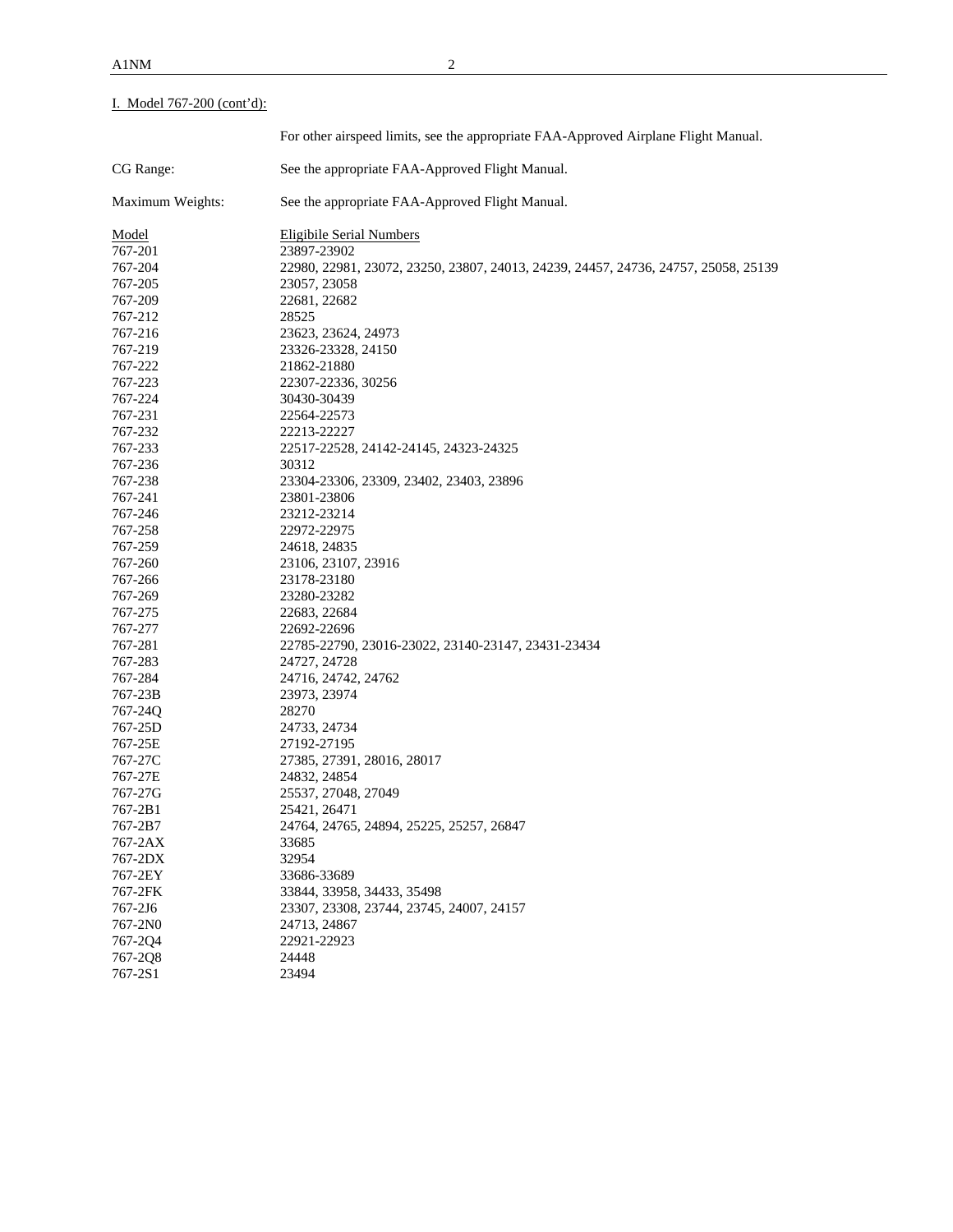I. Model 767-200 (cont'd):

For other airspeed limits, see the appropriate FAA-Approved Airplane Flight Manual.

CG Range: See the appropriate FAA-Approved Flight Manual.

Maximum Weights: See the appropriate FAA-Approved Flight Manual.

| Model | Eligibile Serial Numbers |
|---|---|
| 767-201 | 23897-23902 |
| 767-204 | 22980, 22981, 23072, 23250, 23807, 24013, 24239, 24457, 24736, 24757, 25058, 25139 |
| 767-205 | 23057, 23058 |
| 767-209 | 22681, 22682 |
| 767-212 | 28525 |
| 767-216 | 23623, 23624, 24973 |
| 767-219 | 23326-23328, 24150 |
| 767-222 | 21862-21880 |
| 767-223 | 22307-22336, 30256 |
| 767-224 | 30430-30439 |
| 767-231 | 22564-22573 |
| 767-232 | 22213-22227 |
| 767-233 | 22517-22528, 24142-24145, 24323-24325 |
| 767-236 | 30312 |
| 767-238 | 23304-23306, 23309, 23402, 23403, 23896 |
| 767-241 | 23801-23806 |
| 767-246 | 23212-23214 |
| 767-258 | 22972-22975 |
| 767-259 | 24618, 24835 |
| 767-260 | 23106, 23107, 23916 |
| 767-266 | 23178-23180 |
| 767-269 | 23280-23282 |
| 767-275 | 22683, 22684 |
| 767-277 | 22692-22696 |
| 767-281 | 22785-22790, 23016-23022, 23140-23147, 23431-23434 |
| 767-283 | 24727, 24728 |
| 767-284 | 24716, 24742, 24762 |
| 767-23B | 23973, 23974 |
| 767-24Q | 28270 |
| 767-25D | 24733, 24734 |
| 767-25E | 27192-27195 |
| 767-27C | 27385, 27391, 28016, 28017 |
| 767-27E | 24832, 24854 |
| 767-27G | 25537, 27048, 27049 |
| 767-2B1 | 25421, 26471 |
| 767-2B7 | 24764, 24765, 24894, 25225, 25257, 26847 |
| 767-2AX | 33685 |
| 767-2DX | 32954 |
| 767-2EY | 33686-33689 |
| 767-2FK | 33844, 33958, 34433, 35498 |
| 767-2J6 | 23307, 23308, 23744, 23745, 24007, 24157 |
| 767-2N0 | 24713, 24867 |
| 767-2Q4 | 22921-22923 |
| 767-2Q8 | 24448 |
| 767-2S1 | 23494 |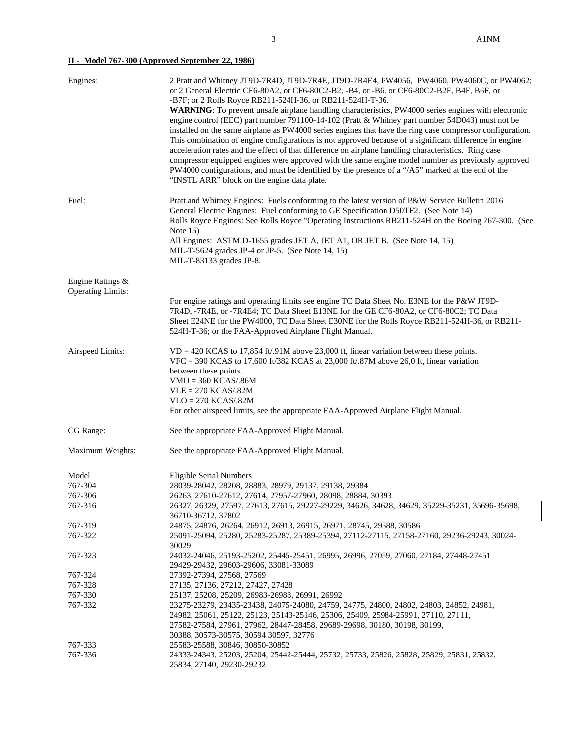**II - Model 767-300 (Approved September 22, 1986)**

Engines: 2 Pratt and Whitney JT9D-7R4D, JT9D-7R4E, JT9D-7R4E4, PW4056, PW4060, PW4060C, or PW4062; or 2 General Electric CF6-80A2, or CF6-80C2-B2, -B4, or -B6, or CF6-80C2-B2F, B4F, B6F, or -B7F; or 2 Rolls Royce RB211-524H-36, or RB211-524H-T-36.

**WARNING**: To prevent unsafe airplane handling characteristics, PW4000 series engines with electronic engine control (EEC) part number 791100-14-102 (Pratt & Whitney part number 54D043) must not be installed on the same airplane as PW4000 series engines that have the ring case compressor configuration. This combination of engine configurations is not approved because of a significant difference in engine acceleration rates and the effect of that difference on airplane handling characteristics. Ring case compressor equipped engines were approved with the same engine model number as previously approved PW4000 configurations, and must be identified by the presence of a "/A5" marked at the end of the "INSTL ARR" block on the engine data plate.

Fuel:
Pratt and Whitney Engines: Fuels conforming to the latest version of P&W Service Bulletin 2016
General Electric Engines: Fuel conforming to GE Specification D50TF2. (See Note 14)
Rolls Royce Engines: See Rolls Royce "Operating Instructions RB211-524H on the Boeing 767-300. (See Note 15)
All Engines: ASTM D-1655 grades JET A, JET A1, OR JET B. (See Note 14, 15)
MIL-T-5624 grades JP-4 or JP-5. (See Note 14, 15)
MIL-T-83133 grades JP-8.

Engine Ratings & Operating Limits:
For engine ratings and operating limits see engine TC Data Sheet No. E3NE for the P&W JT9D-7R4D, -7R4E, or -7R4E4; TC Data Sheet E13NE for the GE CF6-80A2, or CF6-80C2; TC Data Sheet E24NE for the PW4000, TC Data Sheet E30NE for the Rolls Royce RB211-524H-36, or RB211-524H-T-36; or the FAA-Approved Airplane Flight Manual.

Airspeed Limits:
VD = 420 KCAS to 17,854 ft/.91M above 23,000 ft, linear variation between these points.
VFC = 390 KCAS to 17,600 ft/382 KCAS at 23,000 ft/.87M above 26,0 ft, linear variation between these points.
VMO = 360 KCAS/.86M
VLE = 270 KCAS/.82M
VLO = 270 KCAS/.82M
For other airspeed limits, see the appropriate FAA-Approved Airplane Flight Manual.

CG Range: See the appropriate FAA-Approved Flight Manual.

Maximum Weights: See the appropriate FAA-Approved Flight Manual.

| Model | Eligible Serial Numbers |
|---|---|
| 767-304 | 28039-28042, 28208, 28883, 28979, 29137, 29138, 29384 |
| 767-306 | 26263, 27610-27612, 27614, 27957-27960, 28098, 28884, 30393 |
| 767-316 | 26327, 26329, 27597, 27613, 27615, 29227-29229, 34626, 34628, 34629, 35229-35231, 35696-35698, 36710-36712, 37802 |
| 767-319 | 24875, 24876, 26264, 26912, 26913, 26915, 26971, 28745, 29388, 30586 |
| 767-322 | 25091-25094, 25280, 25283-25287, 25389-25394, 27112-27115, 27158-27160, 29236-29243, 30024-30029 |
| 767-323 | 24032-24046, 25193-25202, 25445-25451, 26995, 26996, 27059, 27060, 27184, 27448-27451 29429-29432, 29603-29606, 33081-33089 |
| 767-324 | 27392-27394, 27568, 27569 |
| 767-328 | 27135, 27136, 27212, 27427, 27428 |
| 767-330 | 25137, 25208, 25209, 26983-26988, 26991, 26992 |
| 767-332 | 23275-23279, 23435-23438, 24075-24080, 24759, 24775, 24800, 24802, 24803, 24852, 24981, 24982, 25061, 25122, 25123, 25143-25146, 25306, 25409, 25984-25991, 27110, 27111, 27582-27584, 27961, 27962, 28447-28458, 29689-29698, 30180, 30198, 30199, 30388, 30573-30575, 30594 30597, 32776 |
| 767-333 | 25583-25588, 30846, 30850-30852 |
| 767-336 | 24333-24343, 25203, 25204, 25442-25444, 25732, 25733, 25826, 25828, 25829, 25831, 25832, 25834, 27140, 29230-29232 |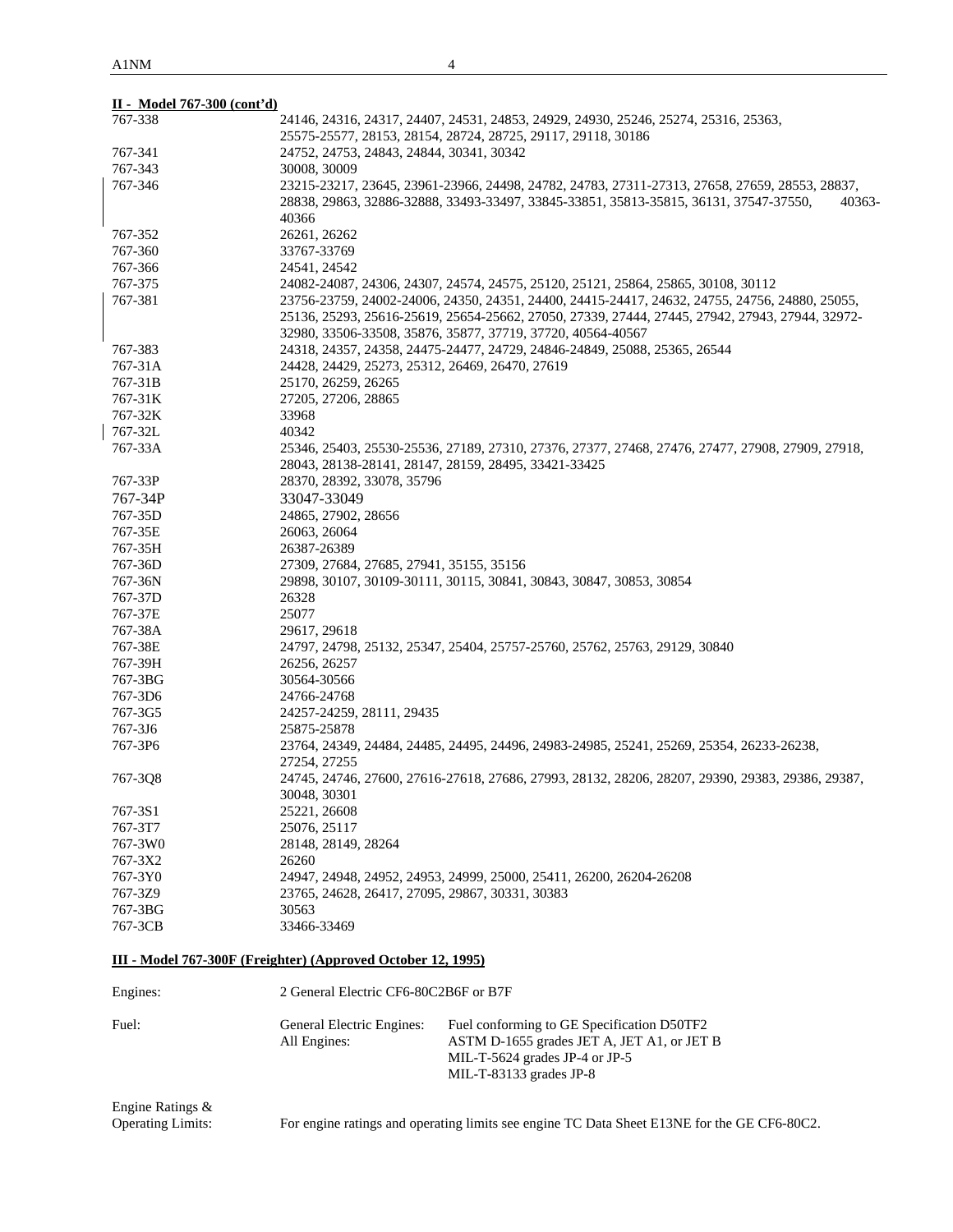**II - Model 767-300 (cont'd)**

| | |
|---|---|
| 767-338 | 24146, 24316, 24317, 24407, 24531, 24853, 24929, 24930, 25246, 25274, 25316, 25363, 25575-25577, 28153, 28154, 28724, 28725, 29117, 29118, 30186 |
| 767-341 | 24752, 24753, 24843, 24844, 30341, 30342 |
| 767-343 | 30008, 30009 |
| 767-346 | 23215-23217, 23645, 23961-23966, 24498, 24782, 24783, 27311-27313, 27658, 27659, 28553, 28837, 28838, 29863, 32886-32888, 33493-33497, 33845-33851, 35813-35815, 36131, 37547-37550, 40363-40366 |
| 767-352 | 26261, 26262 |
| 767-360 | 33767-33769 |
| 767-366 | 24541, 24542 |
| 767-375 | 24082-24087, 24306, 24307, 24574, 24575, 25120, 25121, 25864, 25865, 30108, 30112 |
| 767-381 | 23756-23759, 24002-24006, 24350, 24351, 24400, 24415-24417, 24632, 24755, 24756, 24880, 25055, 25136, 25293, 25616-25619, 25654-25662, 27050, 27339, 27444, 27445, 27942, 27943, 27944, 32972-32980, 33506-33508, 35876, 35877, 37719, 37720, 40564-40567 |
| 767-383 | 24318, 24357, 24358, 24475-24477, 24729, 24846-24849, 25088, 25365, 26544 |
| 767-31A | 24428, 24429, 25273, 25312, 26469, 26470, 27619 |
| 767-31B | 25170, 26259, 26265 |
| 767-31K | 27205, 27206, 28865 |
| 767-32K | 33968 |
| 767-32L | 40342 |
| 767-33A | 25346, 25403, 25530-25536, 27189, 27310, 27376, 27377, 27468, 27476, 27477, 27908, 27909, 27918, 28043, 28138-28141, 28147, 28159, 28495, 33421-33425 |
| 767-33P | 28370, 28392, 33078, 35796 |
| 767-34P | 33047-33049 |
| 767-35D | 24865, 27902, 28656 |
| 767-35E | 26063, 26064 |
| 767-35H | 26387-26389 |
| 767-36D | 27309, 27684, 27685, 27941, 35155, 35156 |
| 767-36N | 29898, 30107, 30109-30111, 30115, 30841, 30843, 30847, 30853, 30854 |
| 767-37D | 26328 |
| 767-37E | 25077 |
| 767-38A | 29617, 29618 |
| 767-38E | 24797, 24798, 25132, 25347, 25404, 25757-25760, 25762, 25763, 29129, 30840 |
| 767-39H | 26256, 26257 |
| 767-3BG | 30564-30566 |
| 767-3D6 | 24766-24768 |
| 767-3G5 | 24257-24259, 28111, 29435 |
| 767-3J6 | 25875-25878 |
| 767-3P6 | 23764, 24349, 24484, 24485, 24495, 24496, 24983-24985, 25241, 25269, 25354, 26233-26238, 27254, 27255 |
| 767-3Q8 | 24745, 24746, 27600, 27616-27618, 27686, 27993, 28132, 28206, 28207, 29390, 29383, 29386, 29387, 30048, 30301 |
| 767-3S1 | 25221, 26608 |
| 767-3T7 | 25076, 25117 |
| 767-3W0 | 28148, 28149, 28264 |
| 767-3X2 | 26260 |
| 767-3Y0 | 24947, 24948, 24952, 24953, 24999, 25000, 25411, 26200, 26204-26208 |
| 767-3Z9 | 23765, 24628, 26417, 27095, 29867, 30331, 30383 |
| 767-3BG | 30563 |
| 767-3CB | 33466-33469 |

**III - Model 767-300F (Freighter) (Approved October 12, 1995)**

Engines: 2 General Electric CF6-80C2B6F or B7F

Fuel:

| | |
|---|---|
| General Electric Engines: | Fuel conforming to GE Specification D50TF2 |
| All Engines: | ASTM D-1655 grades JET A, JET A1, or JET B<br>MIL-T-5624 grades JP-4 or JP-5<br>MIL-T-83133 grades JP-8 |

Engine Ratings & Operating Limits: For engine ratings and operating limits see engine TC Data Sheet E13NE for the GE CF6-80C2.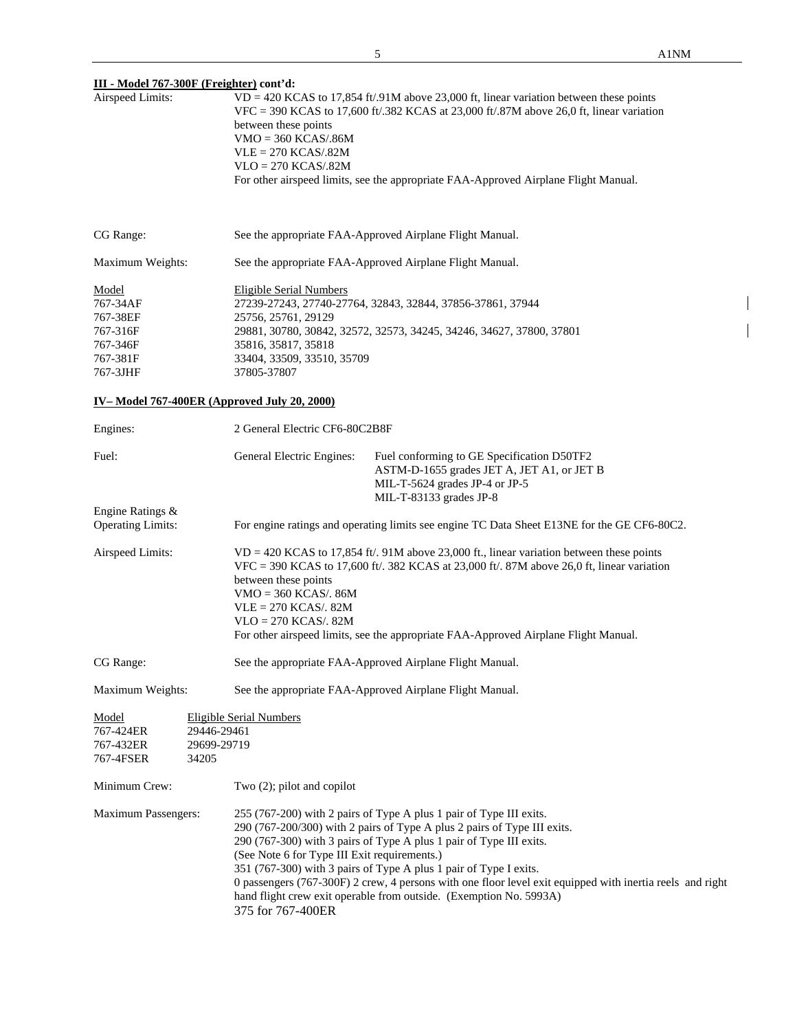**III - Model 767-300F (Freighter) cont'd:**

Airspeed Limits: VD = 420 KCAS to 17,854 ft/.91M above 23,000 ft, linear variation between these points
VFC = 390 KCAS to 17,600 ft/.382 KCAS at 23,000 ft/.87M above 26,0 ft, linear variation between these points
VMO = 360 KCAS/.86M
VLE = 270 KCAS/.82M
VLO = 270 KCAS/.82M
For other airspeed limits, see the appropriate FAA-Approved Airplane Flight Manual.

CG Range: See the appropriate FAA-Approved Airplane Flight Manual.

Maximum Weights: See the appropriate FAA-Approved Airplane Flight Manual.

| Model | Eligible Serial Numbers |
|---|---|
| 767-34AF | 27239-27243, 27740-27764, 32843, 32844, 37856-37861, 37944 |
| 767-38EF | 25756, 25761, 29129 |
| 767-316F | 29881, 30780, 30842, 32572, 32573, 34245, 34246, 34627, 37800, 37801 |
| 767-346F | 35816, 35817, 35818 |
| 767-381F | 33404, 33509, 33510, 35709 |
| 767-3JHF | 37805-37807 |

**IV– Model 767-400ER (Approved July 20, 2000)**

Engines: 2 General Electric CF6-80C2B8F

Fuel: General Electric Engines: Fuel conforming to GE Specification D50TF2
ASTM-D-1655 grades JET A, JET A1, or JET B
MIL-T-5624 grades JP-4 or JP-5
MIL-T-83133 grades JP-8

Engine Ratings & Operating Limits: For engine ratings and operating limits see engine TC Data Sheet E13NE for the GE CF6-80C2.

Airspeed Limits: VD = 420 KCAS to 17,854 ft/. 91M above 23,000 ft., linear variation between these points
VFC = 390 KCAS to 17,600 ft/. 382 KCAS at 23,000 ft/. 87M above 26,0 ft, linear variation between these points
VMO = 360 KCAS/. 86M
VLE = 270 KCAS/. 82M
VLO = 270 KCAS/. 82M
For other airspeed limits, see the appropriate FAA-Approved Airplane Flight Manual.

CG Range: See the appropriate FAA-Approved Airplane Flight Manual.

Maximum Weights: See the appropriate FAA-Approved Airplane Flight Manual.

| Model | Eligible Serial Numbers |
|---|---|
| 767-424ER | 29446-29461 |
| 767-432ER | 29699-29719 |
| 767-4FSER | 34205 |

Minimum Crew: Two (2); pilot and copilot

Maximum Passengers: 255 (767-200) with 2 pairs of Type A plus 1 pair of Type III exits.
290 (767-200/300) with 2 pairs of Type A plus 2 pairs of Type III exits.
290 (767-300) with 3 pairs of Type A plus 1 pair of Type III exits.
(See Note 6 for Type III Exit requirements.)
351 (767-300) with 3 pairs of Type A plus 1 pair of Type I exits.
0 passengers (767-300F) 2 crew, 4 persons with one floor level exit equipped with inertia reels and right hand flight crew exit operable from outside. (Exemption No. 5993A)
375 for 767-400ER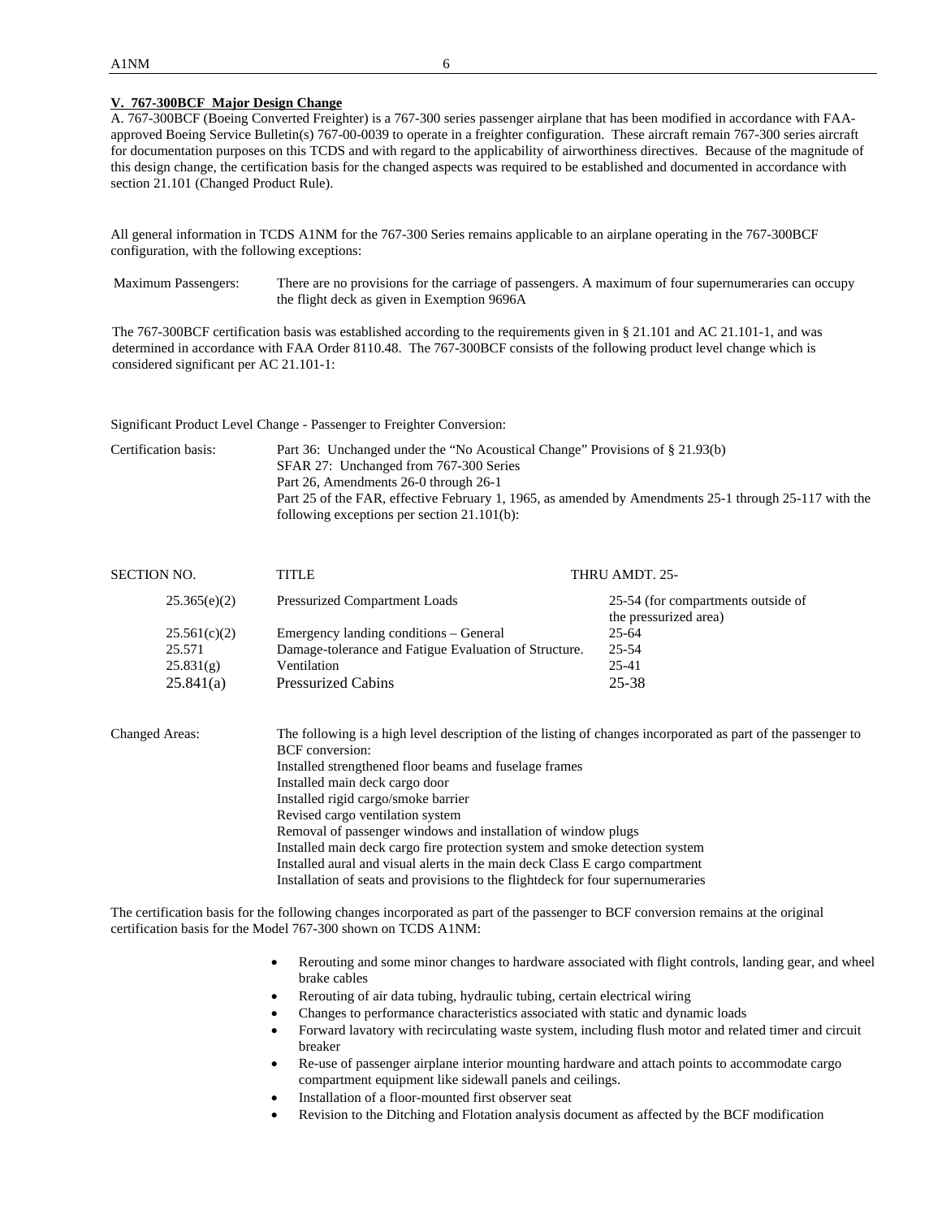## V. 767-300BCF Major Design Change

A. 767-300BCF (Boeing Converted Freighter) is a 767-300 series passenger airplane that has been modified in accordance with FAA-approved Boeing Service Bulletin(s) 767-00-0039 to operate in a freighter configuration. These aircraft remain 767-300 series aircraft for documentation purposes on this TCDS and with regard to the applicability of airworthiness directives. Because of the magnitude of this design change, the certification basis for the changed aspects was required to be established and documented in accordance with section 21.101 (Changed Product Rule).

All general information in TCDS A1NM for the 767-300 Series remains applicable to an airplane operating in the 767-300BCF configuration, with the following exceptions:

Maximum Passengers: There are no provisions for the carriage of passengers. A maximum of four supernumeraries can occupy the flight deck as given in Exemption 9696A

The 767-300BCF certification basis was established according to the requirements given in § 21.101 and AC 21.101-1, and was determined in accordance with FAA Order 8110.48. The 767-300BCF consists of the following product level change which is considered significant per AC 21.101-1:

Significant Product Level Change - Passenger to Freighter Conversion:

Certification basis:
Part 36: Unchanged under the "No Acoustical Change" Provisions of § 21.93(b)
SFAR 27: Unchanged from 767-300 Series
Part 26, Amendments 26-0 through 26-1
Part 25 of the FAR, effective February 1, 1965, as amended by Amendments 25-1 through 25-117 with the following exceptions per section 21.101(b):

| SECTION NO. | TITLE | THRU AMDT. 25- |
|---|---|---|
| 25.365(e)(2) | Pressurized Compartment Loads | 25-54 (for compartments outside of the pressurized area) |
| 25.561(c)(2) | Emergency landing conditions – General | 25-64 |
| 25.571 | Damage-tolerance and Fatigue Evaluation of Structure. | 25-54 |
| 25.831(g) | Ventilation | 25-41 |
| 25.841(a) | Pressurized Cabins | 25-38 |

Changed Areas: The following is a high level description of the listing of changes incorporated as part of the passenger to BCF conversion:
Installed strengthened floor beams and fuselage frames
Installed main deck cargo door
Installed rigid cargo/smoke barrier
Revised cargo ventilation system
Removal of passenger windows and installation of window plugs
Installed main deck cargo fire protection system and smoke detection system
Installed aural and visual alerts in the main deck Class E cargo compartment
Installation of seats and provisions to the flightdeck for four supernumeraries

The certification basis for the following changes incorporated as part of the passenger to BCF conversion remains at the original certification basis for the Model 767-300 shown on TCDS A1NM:

- Rerouting and some minor changes to hardware associated with flight controls, landing gear, and wheel brake cables
- Rerouting of air data tubing, hydraulic tubing, certain electrical wiring
- Changes to performance characteristics associated with static and dynamic loads
- Forward lavatory with recirculating waste system, including flush motor and related timer and circuit breaker
- Re-use of passenger airplane interior mounting hardware and attach points to accommodate cargo compartment equipment like sidewall panels and ceilings.
- Installation of a floor-mounted first observer seat
- Revision to the Ditching and Flotation analysis document as affected by the BCF modification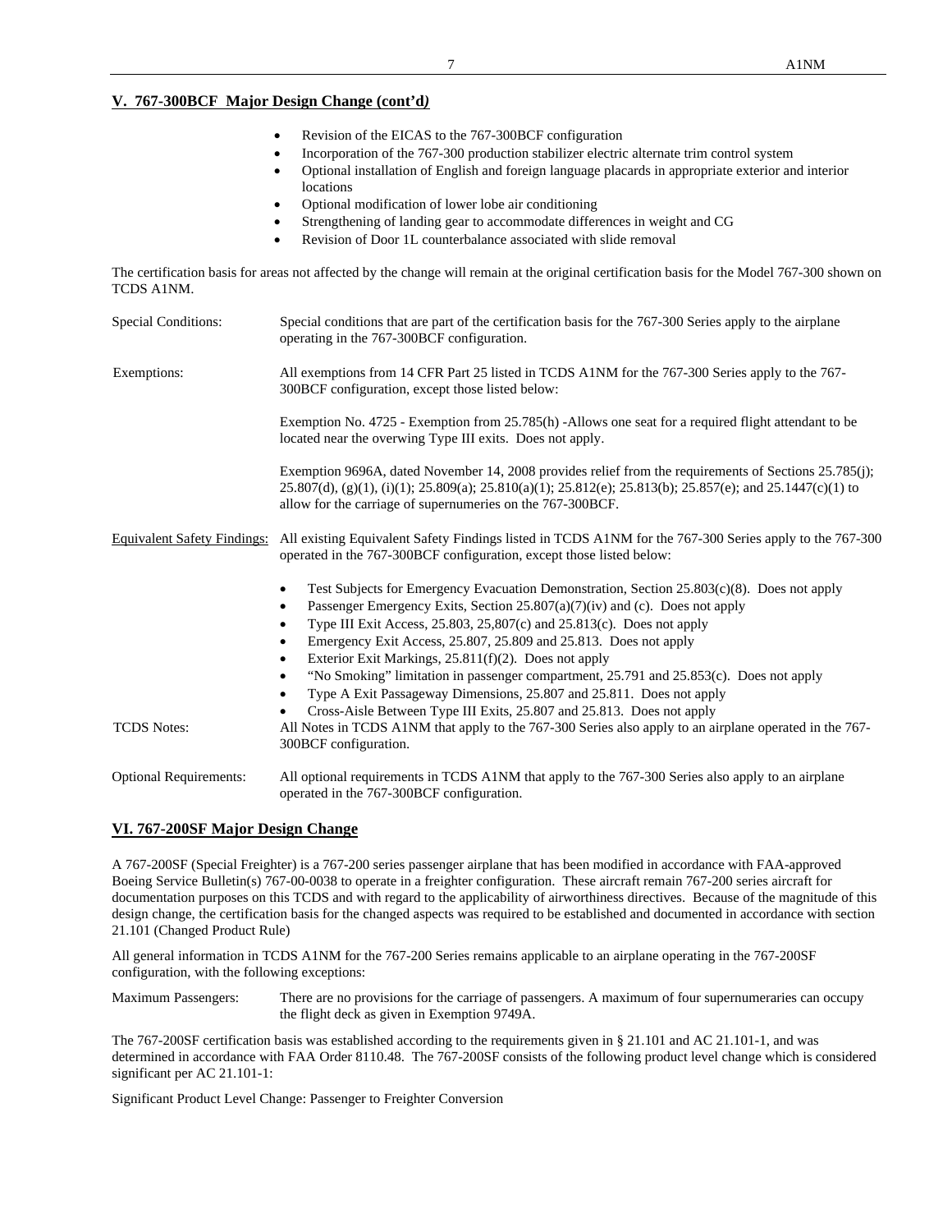## V. 767-300BCF Major Design Change (cont'd)

- Revision of the EICAS to the 767-300BCF configuration
- Incorporation of the 767-300 production stabilizer electric alternate trim control system
- Optional installation of English and foreign language placards in appropriate exterior and interior locations
- Optional modification of lower lobe air conditioning
- Strengthening of landing gear to accommodate differences in weight and CG
- Revision of Door 1L counterbalance associated with slide removal

The certification basis for areas not affected by the change will remain at the original certification basis for the Model 767-300 shown on TCDS A1NM.

Special Conditions: Special conditions that are part of the certification basis for the 767-300 Series apply to the airplane operating in the 767-300BCF configuration.

Exemptions: All exemptions from 14 CFR Part 25 listed in TCDS A1NM for the 767-300 Series apply to the 767-300BCF configuration, except those listed below:

Exemption No. 4725 - Exemption from 25.785(h) -Allows one seat for a required flight attendant to be located near the overwing Type III exits. Does not apply.

Exemption 9696A, dated November 14, 2008 provides relief from the requirements of Sections 25.785(j); 25.807(d), (g)(1), (i)(1); 25.809(a); 25.810(a)(1); 25.812(e); 25.813(b); 25.857(e); and 25.1447(c)(1) to allow for the carriage of supernumeries on the 767-300BCF.

Equivalent Safety Findings: All existing Equivalent Safety Findings listed in TCDS A1NM for the 767-300 Series apply to the 767-300 operated in the 767-300BCF configuration, except those listed below:

- Test Subjects for Emergency Evacuation Demonstration, Section 25.803(c)(8). Does not apply
- Passenger Emergency Exits, Section 25.807(a)(7)(iv) and (c). Does not apply
- Type III Exit Access, 25.803, 25,807(c) and 25.813(c). Does not apply
- Emergency Exit Access, 25.807, 25.809 and 25.813. Does not apply
- Exterior Exit Markings, 25.811(f)(2). Does not apply
- "No Smoking" limitation in passenger compartment, 25.791 and 25.853(c). Does not apply
- Type A Exit Passageway Dimensions, 25.807 and 25.811. Does not apply
- Cross-Aisle Between Type III Exits, 25.807 and 25.813. Does not apply

TCDS Notes: All Notes in TCDS A1NM that apply to the 767-300 Series also apply to an airplane operated in the 767-300BCF configuration.

Optional Requirements: All optional requirements in TCDS A1NM that apply to the 767-300 Series also apply to an airplane operated in the 767-300BCF configuration.

## VI. 767-200SF Major Design Change

A 767-200SF (Special Freighter) is a 767-200 series passenger airplane that has been modified in accordance with FAA-approved Boeing Service Bulletin(s) 767-00-0038 to operate in a freighter configuration. These aircraft remain 767-200 series aircraft for documentation purposes on this TCDS and with regard to the applicability of airworthiness directives. Because of the magnitude of this design change, the certification basis for the changed aspects was required to be established and documented in accordance with section 21.101 (Changed Product Rule)

All general information in TCDS A1NM for the 767-200 Series remains applicable to an airplane operating in the 767-200SF configuration, with the following exceptions:

Maximum Passengers: There are no provisions for the carriage of passengers. A maximum of four supernumeraries can occupy the flight deck as given in Exemption 9749A.

The 767-200SF certification basis was established according to the requirements given in § 21.101 and AC 21.101-1, and was determined in accordance with FAA Order 8110.48. The 767-200SF consists of the following product level change which is considered significant per AC 21.101-1:

Significant Product Level Change: Passenger to Freighter Conversion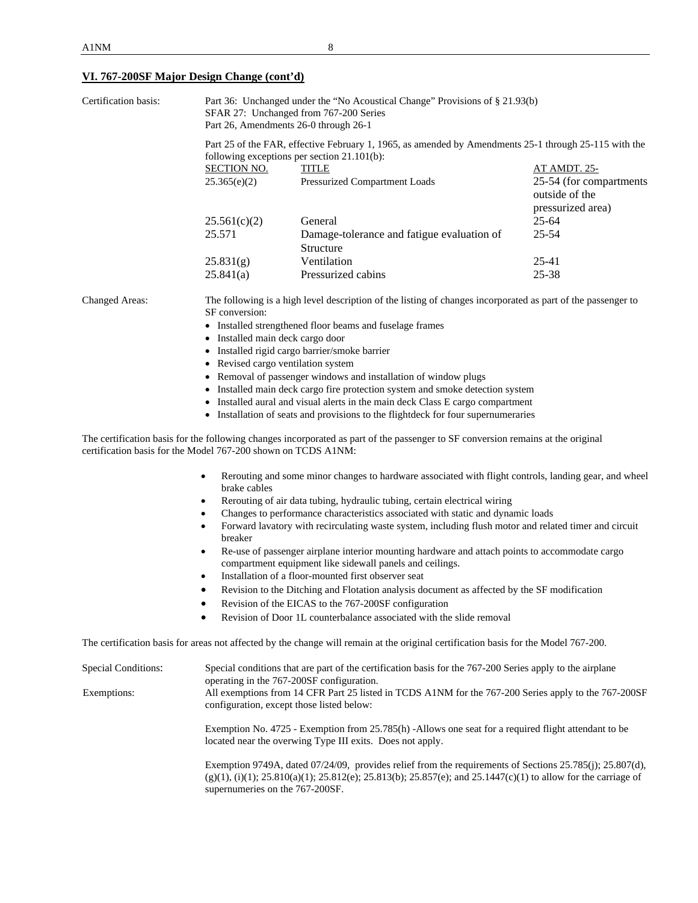## VI. 767-200SF Major Design Change (cont'd)

Certification basis:

Part 36: Unchanged under the "No Acoustical Change" Provisions of § 21.93(b)
SFAR 27: Unchanged from 767-200 Series
Part 26, Amendments 26-0 through 26-1

Part 25 of the FAR, effective February 1, 1965, as amended by Amendments 25-1 through 25-115 with the following exceptions per section 21.101(b):

| SECTION NO. | TITLE | AT AMDT. 25- |
|---|---|---|
| 25.365(e)(2) | Pressurized Compartment Loads | 25-54 (for compartments outside of the pressurized area) |
| 25.561(c)(2) | General | 25-64 |
| 25.571 | Damage-tolerance and fatigue evaluation of Structure | 25-54 |
| 25.831(g) | Ventilation | 25-41 |
| 25.841(a) | Pressurized cabins | 25-38 |

Changed Areas:

The following is a high level description of the listing of changes incorporated as part of the passenger to SF conversion:

- Installed strengthened floor beams and fuselage frames
- Installed main deck cargo door
- Installed rigid cargo barrier/smoke barrier
- Revised cargo ventilation system
- Removal of passenger windows and installation of window plugs
- Installed main deck cargo fire protection system and smoke detection system
- Installed aural and visual alerts in the main deck Class E cargo compartment
- Installation of seats and provisions to the flightdeck for four supernumeraries

The certification basis for the following changes incorporated as part of the passenger to SF conversion remains at the original certification basis for the Model 767-200 shown on TCDS A1NM:

- Rerouting and some minor changes to hardware associated with flight controls, landing gear, and wheel brake cables
- Rerouting of air data tubing, hydraulic tubing, certain electrical wiring
- Changes to performance characteristics associated with static and dynamic loads
- Forward lavatory with recirculating waste system, including flush motor and related timer and circuit breaker
- Re-use of passenger airplane interior mounting hardware and attach points to accommodate cargo compartment equipment like sidewall panels and ceilings.
- Installation of a floor-mounted first observer seat
- Revision to the Ditching and Flotation analysis document as affected by the SF modification
- Revision of the EICAS to the 767-200SF configuration
- Revision of Door 1L counterbalance associated with the slide removal

The certification basis for areas not affected by the change will remain at the original certification basis for the Model 767-200.

Special Conditions: Special conditions that are part of the certification basis for the 767-200 Series apply to the airplane operating in the 767-200SF configuration.

Exemptions: All exemptions from 14 CFR Part 25 listed in TCDS A1NM for the 767-200 Series apply to the 767-200SF configuration, except those listed below:

Exemption No. 4725 - Exemption from 25.785(h) -Allows one seat for a required flight attendant to be located near the overwing Type III exits. Does not apply.

Exemption 9749A, dated 07/24/09, provides relief from the requirements of Sections 25.785(j); 25.807(d), (g)(1), (i)(1); 25.810(a)(1); 25.812(e); 25.813(b); 25.857(e); and 25.1447(c)(1) to allow for the carriage of supernumeries on the 767-200SF.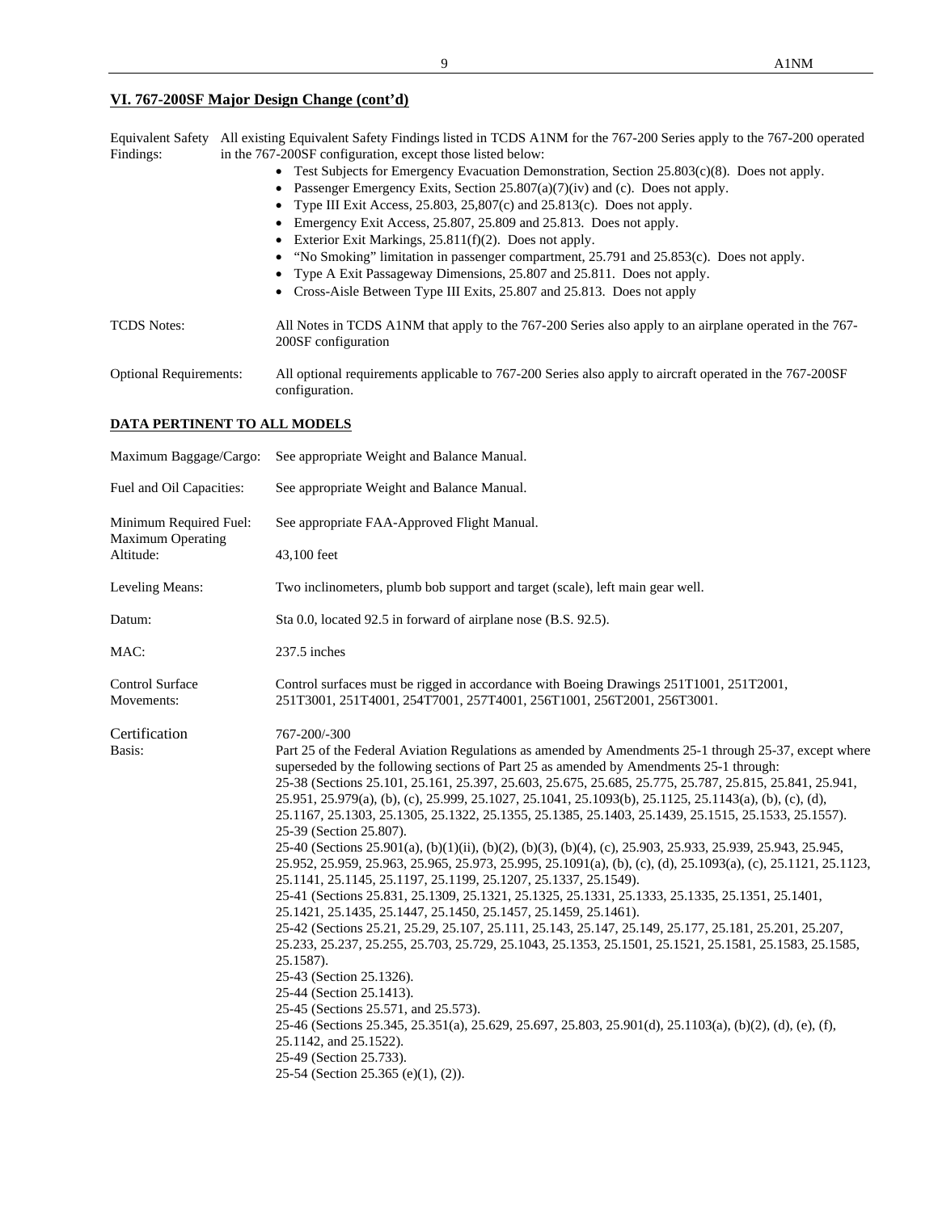## VI. 767-200SF Major Design Change (cont'd)

Equivalent Safety Findings: All existing Equivalent Safety Findings listed in TCDS A1NM for the 767-200 Series apply to the 767-200 operated in the 767-200SF configuration, except those listed below:

- Test Subjects for Emergency Evacuation Demonstration, Section 25.803(c)(8). Does not apply.
- Passenger Emergency Exits, Section 25.807(a)(7)(iv) and (c). Does not apply.
- Type III Exit Access, 25.803, 25,807(c) and 25.813(c). Does not apply.
- Emergency Exit Access, 25.807, 25.809 and 25.813. Does not apply.
- Exterior Exit Markings, 25.811(f)(2). Does not apply.
- "No Smoking" limitation in passenger compartment, 25.791 and 25.853(c). Does not apply.
- Type A Exit Passageway Dimensions, 25.807 and 25.811. Does not apply.
- Cross-Aisle Between Type III Exits, 25.807 and 25.813. Does not apply

TCDS Notes: All Notes in TCDS A1NM that apply to the 767-200 Series also apply to an airplane operated in the 767-200SF configuration

Optional Requirements: All optional requirements applicable to 767-200 Series also apply to aircraft operated in the 767-200SF configuration.

## DATA PERTINENT TO ALL MODELS

Maximum Baggage/Cargo: See appropriate Weight and Balance Manual.

Fuel and Oil Capacities: See appropriate Weight and Balance Manual.

Minimum Required Fuel: See appropriate FAA-Approved Flight Manual.

Maximum Operating Altitude: 43,100 feet

Leveling Means: Two inclinometers, plumb bob support and target (scale), left main gear well.

Datum: Sta 0.0, located 92.5 in forward of airplane nose (B.S. 92.5).

MAC: 237.5 inches

Control Surface Movements: Control surfaces must be rigged in accordance with Boeing Drawings 251T1001, 251T2001, 251T3001, 251T4001, 254T7001, 257T4001, 256T1001, 256T2001, 256T3001.

Certification Basis: 767-200/-300

Part 25 of the Federal Aviation Regulations as amended by Amendments 25-1 through 25-37, except where superseded by the following sections of Part 25 as amended by Amendments 25-1 through:

25-38 (Sections 25.101, 25.161, 25.397, 25.603, 25.675, 25.685, 25.775, 25.787, 25.815, 25.841, 25.941, 25.951, 25.979(a), (b), (c), 25.999, 25.1027, 25.1041, 25.1093(b), 25.1125, 25.1143(a), (b), (c), (d), 25.1167, 25.1303, 25.1305, 25.1322, 25.1355, 25.1385, 25.1403, 25.1439, 25.1515, 25.1533, 25.1557).

25-39 (Section 25.807).

25-40 (Sections 25.901(a), (b)(1)(ii), (b)(2), (b)(3), (b)(4), (c), 25.903, 25.933, 25.939, 25.943, 25.945, 25.952, 25.959, 25.963, 25.965, 25.973, 25.995, 25.1091(a), (b), (c), (d), 25.1093(a), (c), 25.1121, 25.1123, 25.1141, 25.1145, 25.1197, 25.1199, 25.1207, 25.1337, 25.1549).

25-41 (Sections 25.831, 25.1309, 25.1321, 25.1325, 25.1331, 25.1333, 25.1335, 25.1351, 25.1401, 25.1421, 25.1435, 25.1447, 25.1450, 25.1457, 25.1459, 25.1461).

25-42 (Sections 25.21, 25.29, 25.107, 25.111, 25.143, 25.147, 25.149, 25.177, 25.181, 25.201, 25.207, 25.233, 25.237, 25.255, 25.703, 25.729, 25.1043, 25.1353, 25.1501, 25.1521, 25.1581, 25.1583, 25.1585, 25.1587).

25-43 (Section 25.1326).

25-44 (Section 25.1413).

25-45 (Sections 25.571, and 25.573).

25-46 (Sections 25.345, 25.351(a), 25.629, 25.697, 25.803, 25.901(d), 25.1103(a), (b)(2), (d), (e), (f), 25.1142, and 25.1522).

25-49 (Section 25.733).

25-54 (Section 25.365 (e)(1), (2)).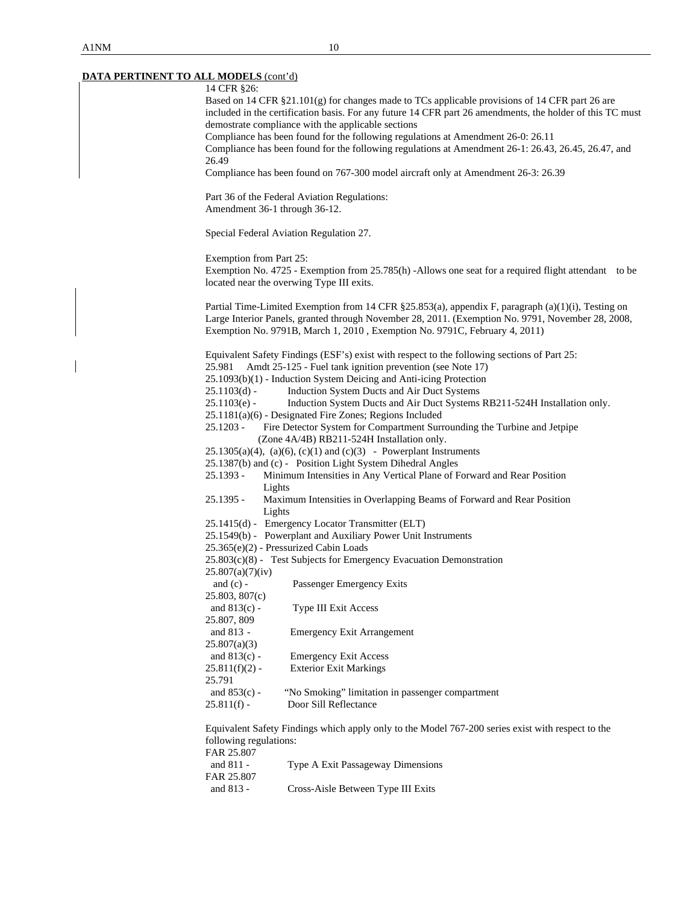**DATA PERTINENT TO ALL MODELS** (cont'd)

14 CFR §26:
Based on 14 CFR §21.101(g) for changes made to TCs applicable provisions of 14 CFR part 26 are included in the certification basis. For any future 14 CFR part 26 amendments, the holder of this TC must demostrate compliance with the applicable sections
Compliance has been found for the following regulations at Amendment 26-0: 26.11
Compliance has been found for the following regulations at Amendment 26-1: 26.43, 26.45, 26.47, and 26.49
Compliance has been found on 767-300 model aircraft only at Amendment 26-3: 26.39

Part 36 of the Federal Aviation Regulations:
Amendment 36-1 through 36-12.

Special Federal Aviation Regulation 27.

Exemption from Part 25:
Exemption No. 4725 - Exemption from 25.785(h) -Allows one seat for a required flight attendant to be located near the overwing Type III exits.

Partial Time-Limited Exemption from 14 CFR §25.853(a), appendix F, paragraph (a)(1)(i), Testing on Large Interior Panels, granted through November 28, 2011. (Exemption No. 9791, November 28, 2008, Exemption No. 9791B, March 1, 2010 , Exemption No. 9791C, February 4, 2011)

Equivalent Safety Findings (ESF's) exist with respect to the following sections of Part 25:

25.981 Amdt 25-125 - Fuel tank ignition prevention (see Note 17)
25.1093(b)(1) - Induction System Deicing and Anti-icing Protection
25.1103(d) - Induction System Ducts and Air Duct Systems
25.1103(e) - Induction System Ducts and Air Duct Systems RB211-524H Installation only.
25.1181(a)(6) - Designated Fire Zones; Regions Included
25.1203 - Fire Detector System for Compartment Surrounding the Turbine and Jetpipe (Zone 4A/4B) RB211-524H Installation only.
25.1305(a)(4), (a)(6), (c)(1) and (c)(3) - Powerplant Instruments
25.1387(b) and (c) - Position Light System Dihedral Angles
25.1393 - Minimum Intensities in Any Vertical Plane of Forward and Rear Position Lights
25.1395 - Maximum Intensities in Overlapping Beams of Forward and Rear Position Lights
25.1415(d) - Emergency Locator Transmitter (ELT)
25.1549(b) - Powerplant and Auxiliary Power Unit Instruments
25.365(e)(2) - Pressurized Cabin Loads
25.803(c)(8) - Test Subjects for Emergency Evacuation Demonstration
25.807(a)(7)(iv) and (c) - Passenger Emergency Exits
25.803, 807(c) and 813(c) - Type III Exit Access
25.807, 809 and 813 - Emergency Exit Arrangement
25.807(a)(3) and 813(c) - Emergency Exit Access
25.811(f)(2) - Exterior Exit Markings
25.791 and 853(c) - "No Smoking" limitation in passenger compartment
25.811(f) - Door Sill Reflectance

Equivalent Safety Findings which apply only to the Model 767-200 series exist with respect to the following regulations:

FAR 25.807 and 811 - Type A Exit Passageway Dimensions
FAR 25.807 and 813 - Cross-Aisle Between Type III Exits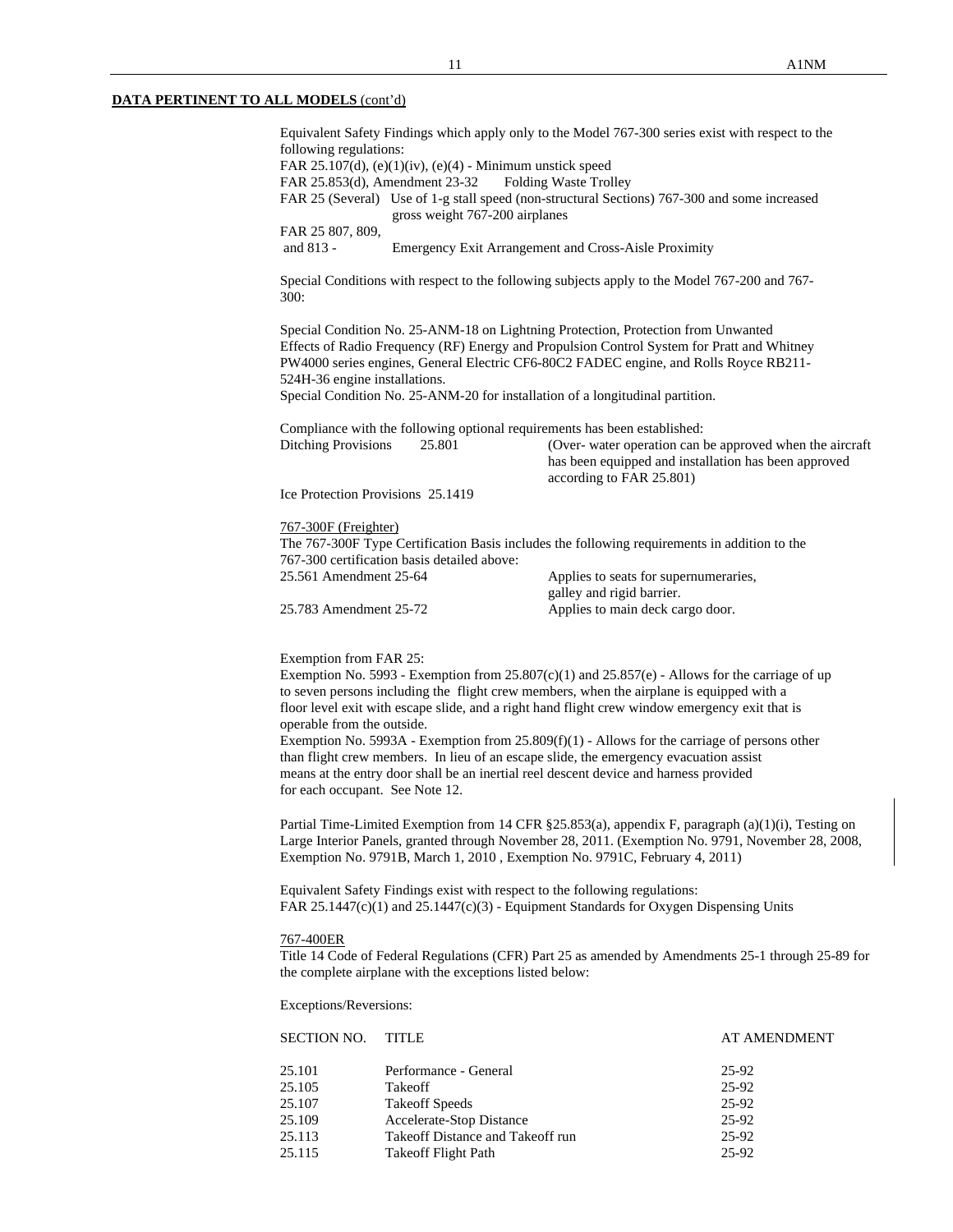**DATA PERTINENT TO ALL MODELS** (cont'd)

Equivalent Safety Findings which apply only to the Model 767-300 series exist with respect to the following regulations:
FAR 25.107(d), (e)(1)(iv), (e)(4) - Minimum unstick speed
FAR 25.853(d), Amendment 23-32 Folding Waste Trolley
FAR 25 (Several) Use of 1-g stall speed (non-structural Sections) 767-300 and some increased gross weight 767-200 airplanes
FAR 25 807, 809, and 813 - Emergency Exit Arrangement and Cross-Aisle Proximity

Special Conditions with respect to the following subjects apply to the Model 767-200 and 767-300:

Special Condition No. 25-ANM-18 on Lightning Protection, Protection from Unwanted Effects of Radio Frequency (RF) Energy and Propulsion Control System for Pratt and Whitney PW4000 series engines, General Electric CF6-80C2 FADEC engine, and Rolls Royce RB211-524H-36 engine installations.
Special Condition No. 25-ANM-20 for installation of a longitudinal partition.

Compliance with the following optional requirements has been established:

| | | |
|---|---|---|
| Ditching Provisions | 25.801 | (Over- water operation can be approved when the aircraft has been equipped and installation has been approved according to FAR 25.801) |
| Ice Protection Provisions 25.1419 | | |

767-300F (Freighter)
The 767-300F Type Certification Basis includes the following requirements in addition to the 767-300 certification basis detailed above:

| | |
|---|---|
| 25.561 Amendment 25-64 | Applies to seats for supernumeraries, galley and rigid barrier. |
| 25.783 Amendment 25-72 | Applies to main deck cargo door. |

Exemption from FAR 25:
Exemption No. 5993 - Exemption from 25.807(c)(1) and 25.857(e) - Allows for the carriage of up to seven persons including the flight crew members, when the airplane is equipped with a floor level exit with escape slide, and a right hand flight crew window emergency exit that is operable from the outside.
Exemption No. 5993A - Exemption from 25.809(f)(1) - Allows for the carriage of persons other than flight crew members. In lieu of an escape slide, the emergency evacuation assist means at the entry door shall be an inertial reel descent device and harness provided for each occupant. See Note 12.

Partial Time-Limited Exemption from 14 CFR §25.853(a), appendix F, paragraph (a)(1)(i), Testing on Large Interior Panels, granted through November 28, 2011. (Exemption No. 9791, November 28, 2008, Exemption No. 9791B, March 1, 2010 , Exemption No. 9791C, February 4, 2011)

Equivalent Safety Findings exist with respect to the following regulations:
FAR 25.1447(c)(1) and 25.1447(c)(3) - Equipment Standards for Oxygen Dispensing Units

767-400ER
Title 14 Code of Federal Regulations (CFR) Part 25 as amended by Amendments 25-1 through 25-89 for the complete airplane with the exceptions listed below:

Exceptions/Reversions:

| SECTION NO. | TITLE | AT AMENDMENT |
|---|---|---|
| 25.101 | Performance - General | 25-92 |
| 25.105 | Takeoff | 25-92 |
| 25.107 | Takeoff Speeds | 25-92 |
| 25.109 | Accelerate-Stop Distance | 25-92 |
| 25.113 | Takeoff Distance and Takeoff run | 25-92 |
| 25.115 | Takeoff Flight Path | 25-92 |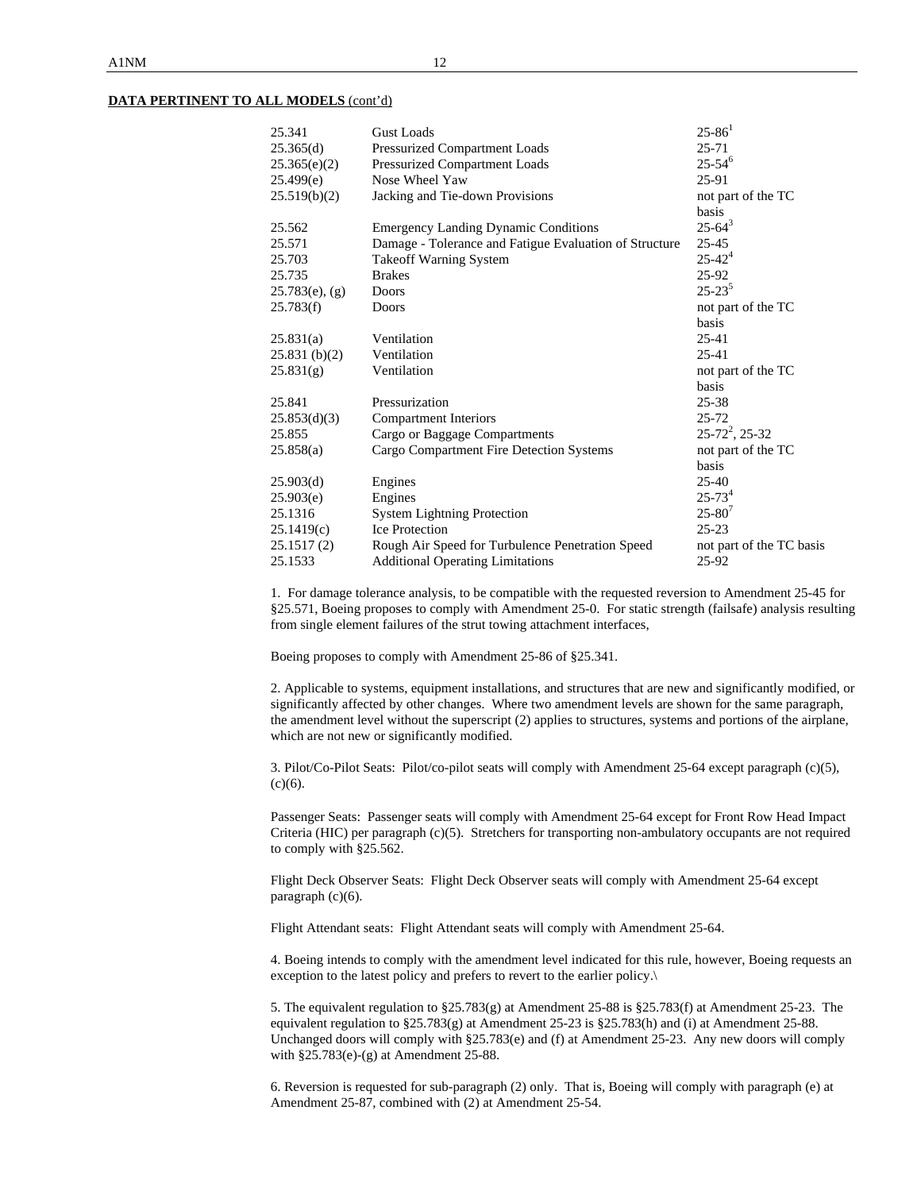**DATA PERTINENT TO ALL MODELS** (cont'd)

| | | |
|---|---|---|
| 25.341 | Gust Loads | 25-86[1] |
| 25.365(d) | Pressurized Compartment Loads | 25-71 |
| 25.365(e)(2) | Pressurized Compartment Loads | 25-54[6] |
| 25.499(e) | Nose Wheel Yaw | 25-91 |
| 25.519(b)(2) | Jacking and Tie-down Provisions | not part of the TC basis |
| 25.562 | Emergency Landing Dynamic Conditions | 25-64[3] |
| 25.571 | Damage - Tolerance and Fatigue Evaluation of Structure | 25-45 |
| 25.703 | Takeoff Warning System | 25-42[4] |
| 25.735 | Brakes | 25-92 |
| 25.783(e), (g) | Doors | 25-23[5] |
| 25.783(f) | Doors | not part of the TC basis |
| 25.831(a) | Ventilation | 25-41 |
| 25.831 (b)(2) | Ventilation | 25-41 |
| 25.831(g) | Ventilation | not part of the TC basis |
| 25.841 | Pressurization | 25-38 |
| 25.853(d)(3) | Compartment Interiors | 25-72 |
| 25.855 | Cargo or Baggage Compartments | 25-72[2], 25-32 |
| 25.858(a) | Cargo Compartment Fire Detection Systems | not part of the TC basis |
| 25.903(d) | Engines | 25-40 |
| 25.903(e) | Engines | 25-73[4] |
| 25.1316 | System Lightning Protection | 25-80[7] |
| 25.1419(c) | Ice Protection | 25-23 |
| 25.1517 (2) | Rough Air Speed for Turbulence Penetration Speed | not part of the TC basis |
| 25.1533 | Additional Operating Limitations | 25-92 |

1. For damage tolerance analysis, to be compatible with the requested reversion to Amendment 25-45 for §25.571, Boeing proposes to comply with Amendment 25-0. For static strength (failsafe) analysis resulting from single element failures of the strut towing attachment interfaces,

Boeing proposes to comply with Amendment 25-86 of §25.341.

2. Applicable to systems, equipment installations, and structures that are new and significantly modified, or significantly affected by other changes. Where two amendment levels are shown for the same paragraph, the amendment level without the superscript (2) applies to structures, systems and portions of the airplane, which are not new or significantly modified.

3. Pilot/Co-Pilot Seats: Pilot/co-pilot seats will comply with Amendment 25-64 except paragraph (c)(5), (c)(6).

Passenger Seats: Passenger seats will comply with Amendment 25-64 except for Front Row Head Impact Criteria (HIC) per paragraph (c)(5). Stretchers for transporting non-ambulatory occupants are not required to comply with §25.562.

Flight Deck Observer Seats: Flight Deck Observer seats will comply with Amendment 25-64 except paragraph (c)(6).

Flight Attendant seats: Flight Attendant seats will comply with Amendment 25-64.

4. Boeing intends to comply with the amendment level indicated for this rule, however, Boeing requests an exception to the latest policy and prefers to revert to the earlier policy.\

5. The equivalent regulation to §25.783(g) at Amendment 25-88 is §25.783(f) at Amendment 25-23. The equivalent regulation to §25.783(g) at Amendment 25-23 is §25.783(h) and (i) at Amendment 25-88. Unchanged doors will comply with §25.783(e) and (f) at Amendment 25-23. Any new doors will comply with §25.783(e)-(g) at Amendment 25-88.

6. Reversion is requested for sub-paragraph (2) only. That is, Boeing will comply with paragraph (e) at Amendment 25-87, combined with (2) at Amendment 25-54.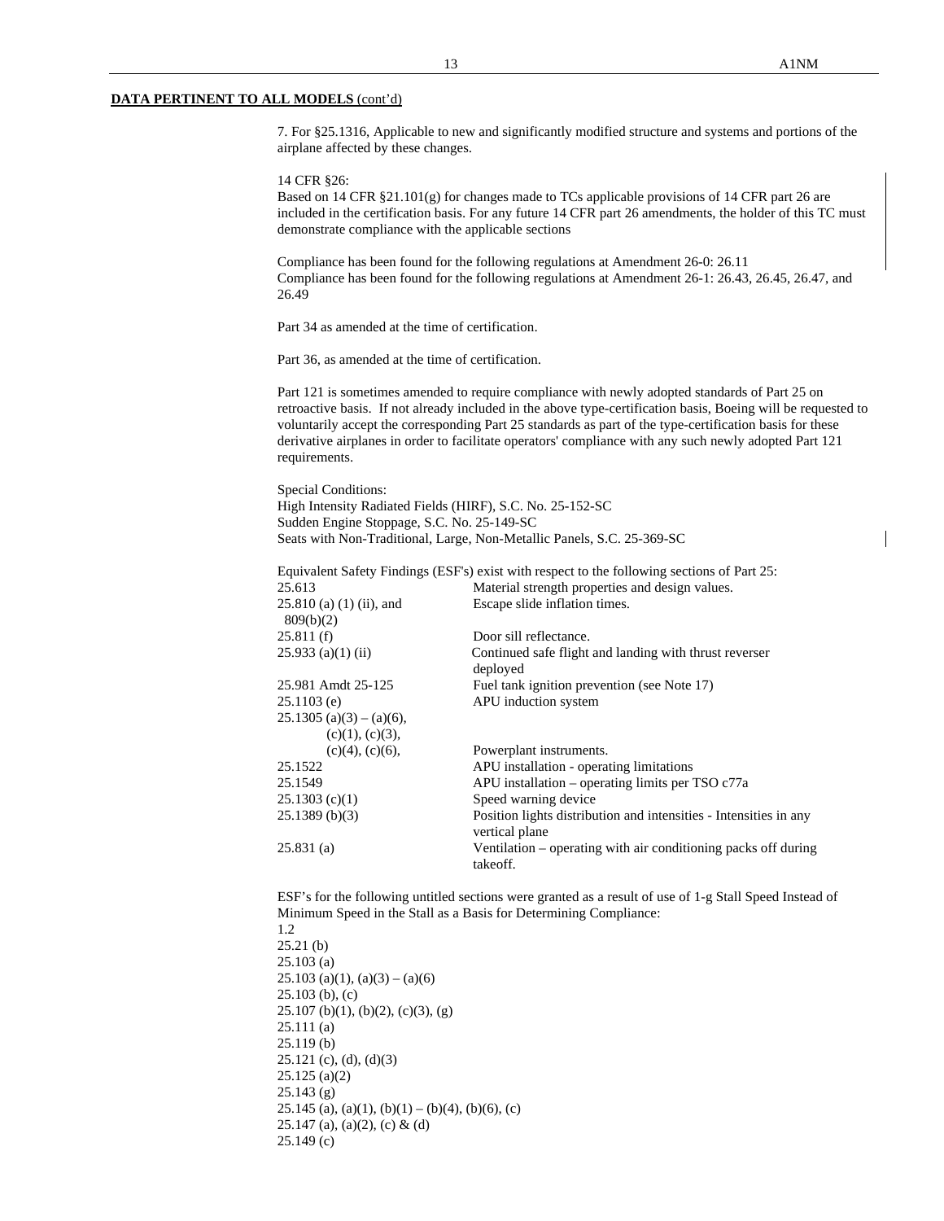**DATA PERTINENT TO ALL MODELS** (cont'd)

7. For §25.1316, Applicable to new and significantly modified structure and systems and portions of the airplane affected by these changes.

14 CFR §26:
Based on 14 CFR §21.101(g) for changes made to TCs applicable provisions of 14 CFR part 26 are included in the certification basis. For any future 14 CFR part 26 amendments, the holder of this TC must demonstrate compliance with the applicable sections

Compliance has been found for the following regulations at Amendment 26-0: 26.11
Compliance has been found for the following regulations at Amendment 26-1: 26.43, 26.45, 26.47, and 26.49

Part 34 as amended at the time of certification.

Part 36, as amended at the time of certification.

Part 121 is sometimes amended to require compliance with newly adopted standards of Part 25 on retroactive basis. If not already included in the above type-certification basis, Boeing will be requested to voluntarily accept the corresponding Part 25 standards as part of the type-certification basis for these derivative airplanes in order to facilitate operators' compliance with any such newly adopted Part 121 requirements.

Special Conditions:
High Intensity Radiated Fields (HIRF), S.C. No. 25-152-SC
Sudden Engine Stoppage, S.C. No. 25-149-SC
Seats with Non-Traditional, Large, Non-Metallic Panels, S.C. 25-369-SC

Equivalent Safety Findings (ESF's) exist with respect to the following sections of Part 25:

| | |
|---|---|
| 25.613 | Material strength properties and design values. |
| 25.810 (a) (1) (ii), and 809(b)(2) | Escape slide inflation times. |
| 25.811 (f) | Door sill reflectance. |
| 25.933 (a)(1) (ii) | Continued safe flight and landing with thrust reverser deployed |
| 25.981 Amdt 25-125 | Fuel tank ignition prevention (see Note 17) |
| 25.1103 (e) | APU induction system |
| 25.1305 (a)(3) – (a)(6), (c)(1), (c)(3), (c)(4), (c)(6), | Powerplant instruments. |
| 25.1522 | APU installation - operating limitations |
| 25.1549 | APU installation – operating limits per TSO c77a |
| 25.1303 (c)(1) | Speed warning device |
| 25.1389 (b)(3) | Position lights distribution and intensities - Intensities in any vertical plane |
| 25.831 (a) | Ventilation – operating with air conditioning packs off during takeoff. |

ESF's for the following untitled sections were granted as a result of use of 1-g Stall Speed Instead of Minimum Speed in the Stall as a Basis for Determining Compliance:
1.2
25.21 (b)
25.103 (a)
25.103 (a)(1), (a)(3) – (a)(6)
25.103 (b), (c)
25.107 (b)(1), (b)(2), (c)(3), (g)
25.111 (a)
25.119 (b)
25.121 (c), (d), (d)(3)
25.125 (a)(2)
25.143 (g)
25.145 (a), (a)(1), (b)(1) – (b)(4), (b)(6), (c)
25.147 (a), (a)(2), (c) & (d)
25.149 (c)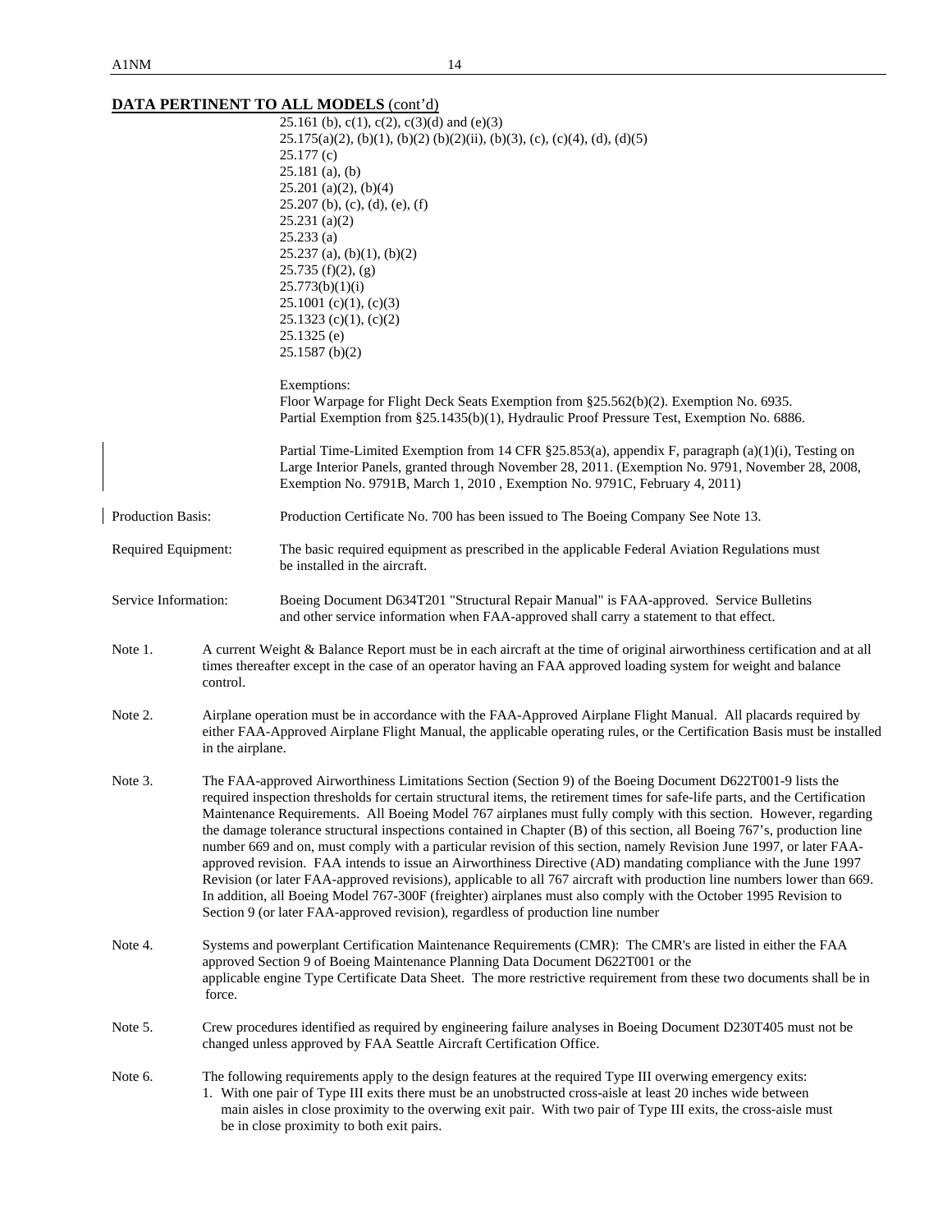**DATA PERTINENT TO ALL MODELS** (cont'd)

25.161 (b), c(1), c(2), c(3)(d) and (e)(3)
25.175(a)(2), (b)(1), (b)(2) (b)(2)(ii), (b)(3), (c), (c)(4), (d), (d)(5)
25.177 (c)
25.181 (a), (b)
25.201 (a)(2), (b)(4)
25.207 (b), (c), (d), (e), (f)
25.231 (a)(2)
25.233 (a)
25.237 (a), (b)(1), (b)(2)
25.735 (f)(2), (g)
25.773(b)(1)(i)
25.1001 (c)(1), (c)(3)
25.1323 (c)(1), (c)(2)
25.1325 (e)
25.1587 (b)(2)

Exemptions:
Floor Warpage for Flight Deck Seats Exemption from §25.562(b)(2). Exemption No. 6935.
Partial Exemption from §25.1435(b)(1), Hydraulic Proof Pressure Test, Exemption No. 6886.

Partial Time-Limited Exemption from 14 CFR §25.853(a), appendix F, paragraph (a)(1)(i), Testing on Large Interior Panels, granted through November 28, 2011. (Exemption No. 9791, November 28, 2008, Exemption No. 9791B, March 1, 2010 , Exemption No. 9791C, February 4, 2011)

Production Basis: Production Certificate No. 700 has been issued to The Boeing Company See Note 13.

Required Equipment: The basic required equipment as prescribed in the applicable Federal Aviation Regulations must be installed in the aircraft.

Service Information: Boeing Document D634T201 "Structural Repair Manual" is FAA-approved. Service Bulletins and other service information when FAA-approved shall carry a statement to that effect.

Note 1. A current Weight & Balance Report must be in each aircraft at the time of original airworthiness certification and at all times thereafter except in the case of an operator having an FAA approved loading system for weight and balance control.

Note 2. Airplane operation must be in accordance with the FAA-Approved Airplane Flight Manual. All placards required by either FAA-Approved Airplane Flight Manual, the applicable operating rules, or the Certification Basis must be installed in the airplane.

Note 3. The FAA-approved Airworthiness Limitations Section (Section 9) of the Boeing Document D622T001-9 lists the required inspection thresholds for certain structural items, the retirement times for safe-life parts, and the Certification Maintenance Requirements. All Boeing Model 767 airplanes must fully comply with this section. However, regarding the damage tolerance structural inspections contained in Chapter (B) of this section, all Boeing 767's, production line number 669 and on, must comply with a particular revision of this section, namely Revision June 1997, or later FAA-approved revision. FAA intends to issue an Airworthiness Directive (AD) mandating compliance with the June 1997 Revision (or later FAA-approved revisions), applicable to all 767 aircraft with production line numbers lower than 669. In addition, all Boeing Model 767-300F (freighter) airplanes must also comply with the October 1995 Revision to Section 9 (or later FAA-approved revision), regardless of production line number

Note 4. Systems and powerplant Certification Maintenance Requirements (CMR): The CMR's are listed in either the FAA approved Section 9 of Boeing Maintenance Planning Data Document D622T001 or the applicable engine Type Certificate Data Sheet. The more restrictive requirement from these two documents shall be in force.

Note 5. Crew procedures identified as required by engineering failure analyses in Boeing Document D230T405 must not be changed unless approved by FAA Seattle Aircraft Certification Office.

Note 6. The following requirements apply to the design features at the required Type III overwing emergency exits:

1. With one pair of Type III exits there must be an unobstructed cross-aisle at least 20 inches wide between main aisles in close proximity to the overwing exit pair. With two pair of Type III exits, the cross-aisle must be in close proximity to both exit pairs.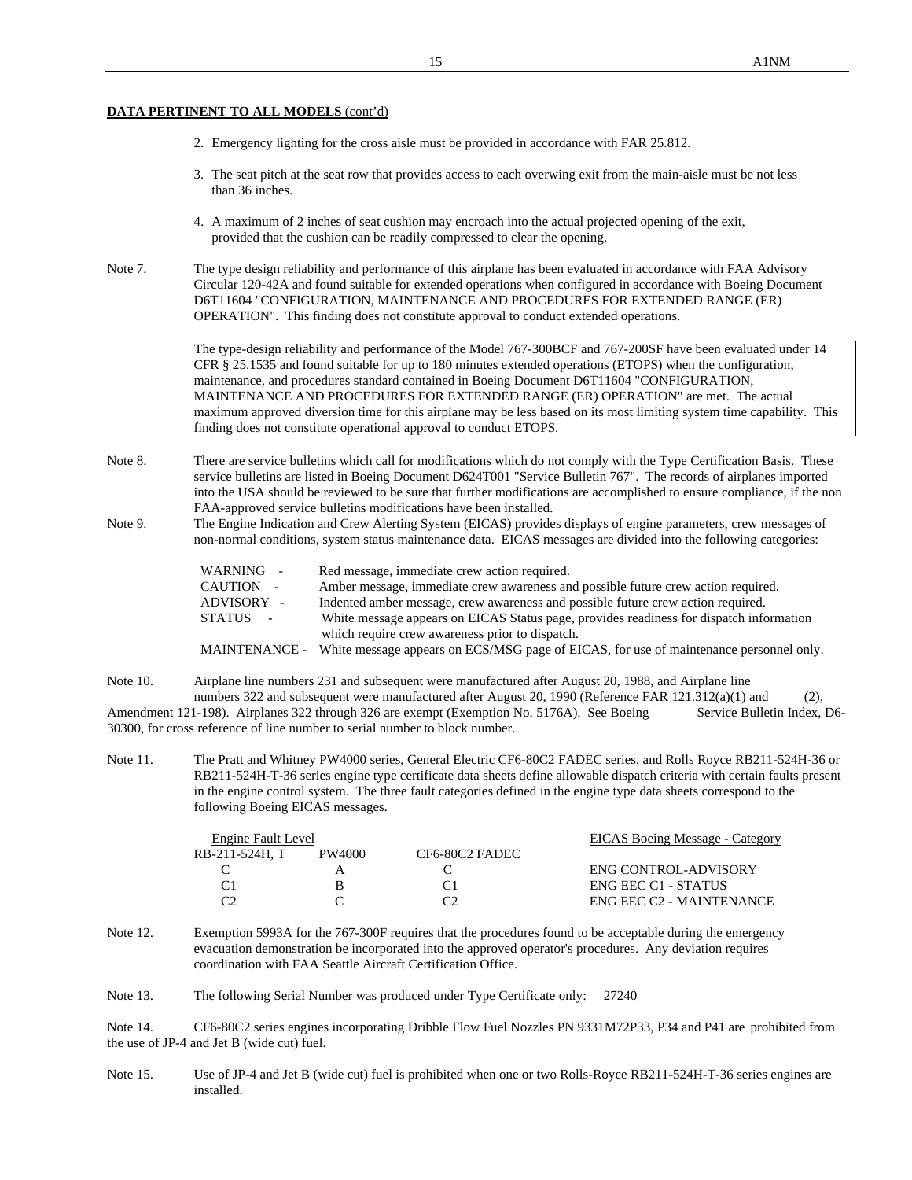**DATA PERTINENT TO ALL MODELS** (cont'd)

2. Emergency lighting for the cross aisle must be provided in accordance with FAR 25.812.

3. The seat pitch at the seat row that provides access to each overwing exit from the main-aisle must be not less than 36 inches.

4. A maximum of 2 inches of seat cushion may encroach into the actual projected opening of the exit, provided that the cushion can be readily compressed to clear the opening.

Note 7. The type design reliability and performance of this airplane has been evaluated in accordance with FAA Advisory Circular 120-42A and found suitable for extended operations when configured in accordance with Boeing Document D6T11604 "CONFIGURATION, MAINTENANCE AND PROCEDURES FOR EXTENDED RANGE (ER) OPERATION". This finding does not constitute approval to conduct extended operations.

The type-design reliability and performance of the Model 767-300BCF and 767-200SF have been evaluated under 14 CFR § 25.1535 and found suitable for up to 180 minutes extended operations (ETOPS) when the configuration, maintenance, and procedures standard contained in Boeing Document D6T11604 "CONFIGURATION, MAINTENANCE AND PROCEDURES FOR EXTENDED RANGE (ER) OPERATION" are met. The actual maximum approved diversion time for this airplane may be less based on its most limiting system time capability. This finding does not constitute operational approval to conduct ETOPS.

Note 8. There are service bulletins which call for modifications which do not comply with the Type Certification Basis. These service bulletins are listed in Boeing Document D624T001 "Service Bulletin 767". The records of airplanes imported into the USA should be reviewed to be sure that further modifications are accomplished to ensure compliance, if the non FAA-approved service bulletins modifications have been installed.

Note 9. The Engine Indication and Crew Alerting System (EICAS) provides displays of engine parameters, crew messages of non-normal conditions, system status maintenance data. EICAS messages are divided into the following categories:

| | |
|---|---|
| WARNING - | Red message, immediate crew action required. |
| CAUTION - | Amber message, immediate crew awareness and possible future crew action required. |
| ADVISORY - | Indented amber message, crew awareness and possible future crew action required. |
| STATUS - | White message appears on EICAS Status page, provides readiness for dispatch information which require crew awareness prior to dispatch. |
| MAINTENANCE - | White message appears on ECS/MSG page of EICAS, for use of maintenance personnel only. |

Note 10. Airplane line numbers 231 and subsequent were manufactured after August 20, 1988, and Airplane line numbers 322 and subsequent were manufactured after August 20, 1990 (Reference FAR 121.312(a)(1) and (2), Amendment 121-198). Airplanes 322 through 326 are exempt (Exemption No. 5176A). See Boeing Service Bulletin Index, D6-30300, for cross reference of line number to serial number to block number.

Note 11. The Pratt and Whitney PW4000 series, General Electric CF6-80C2 FADEC series, and Rolls Royce RB211-524H-36 or RB211-524H-T-36 series engine type certificate data sheets define allowable dispatch criteria with certain faults present in the engine control system. The three fault categories defined in the engine type data sheets correspond to the following Boeing EICAS messages.

| Engine Fault Level | | | EICAS Boeing Message - Category |
|---|---|---|---|
| RB-211-524H, T | PW4000 | CF6-80C2 FADEC | |
| C | A | C | ENG CONTROL-ADVISORY |
| C1 | B | C1 | ENG EEC C1 - STATUS |
| C2 | C | C2 | ENG EEC C2 - MAINTENANCE |

Note 12. Exemption 5993A for the 767-300F requires that the procedures found to be acceptable during the emergency evacuation demonstration be incorporated into the approved operator's procedures. Any deviation requires coordination with FAA Seattle Aircraft Certification Office.

Note 13. The following Serial Number was produced under Type Certificate only: 27240

Note 14. CF6-80C2 series engines incorporating Dribble Flow Fuel Nozzles PN 9331M72P33, P34 and P41 are prohibited from the use of JP-4 and Jet B (wide cut) fuel.

Note 15. Use of JP-4 and Jet B (wide cut) fuel is prohibited when one or two Rolls-Royce RB211-524H-T-36 series engines are installed.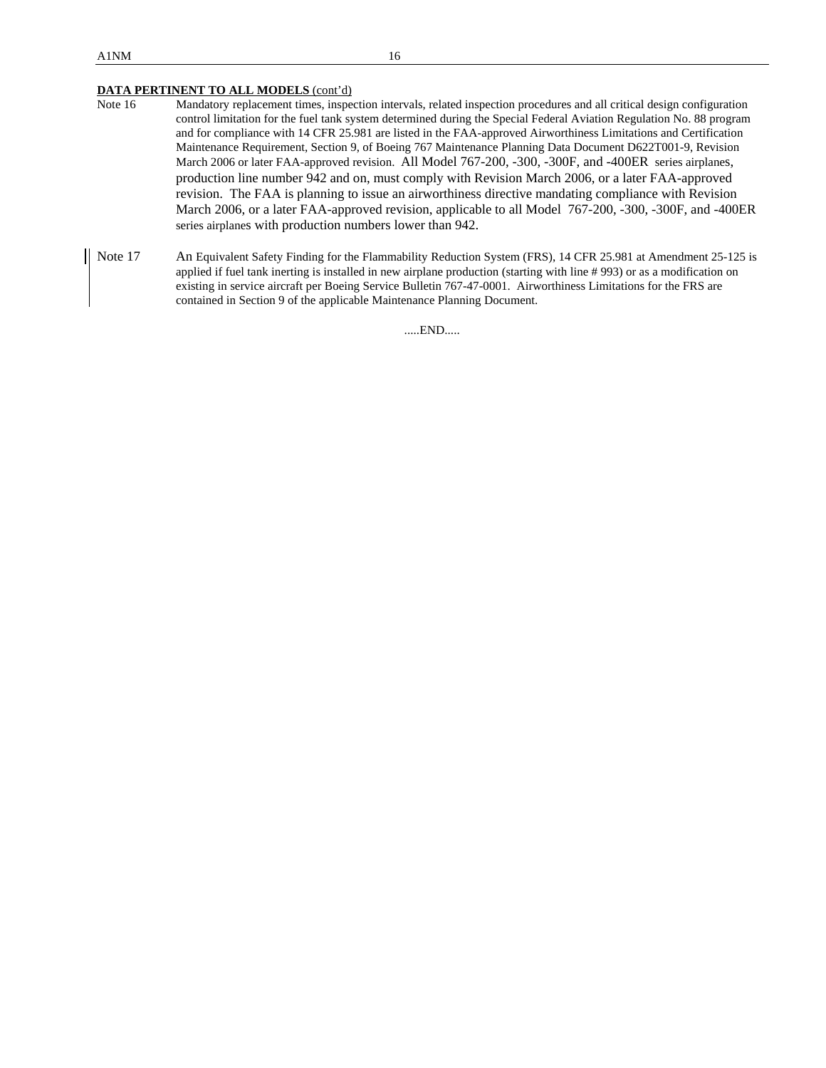**DATA PERTINENT TO ALL MODELS** (cont'd)

Note 16 Mandatory replacement times, inspection intervals, related inspection procedures and all critical design configuration control limitation for the fuel tank system determined during the Special Federal Aviation Regulation No. 88 program and for compliance with 14 CFR 25.981 are listed in the FAA-approved Airworthiness Limitations and Certification Maintenance Requirement, Section 9, of Boeing 767 Maintenance Planning Data Document D622T001-9, Revision March 2006 or later FAA-approved revision. All Model 767-200, -300, -300F, and -400ER series airplanes, production line number 942 and on, must comply with Revision March 2006, or a later FAA-approved revision. The FAA is planning to issue an airworthiness directive mandating compliance with Revision March 2006, or a later FAA-approved revision, applicable to all Model 767-200, -300, -300F, and -400ER series airplanes with production numbers lower than 942.

Note 17 An Equivalent Safety Finding for the Flammability Reduction System (FRS), 14 CFR 25.981 at Amendment 25-125 is applied if fuel tank inerting is installed in new airplane production (starting with line # 993) or as a modification on existing in service aircraft per Boeing Service Bulletin 767-47-0001. Airworthiness Limitations for the FRS are contained in Section 9 of the applicable Maintenance Planning Document.

.....END.....